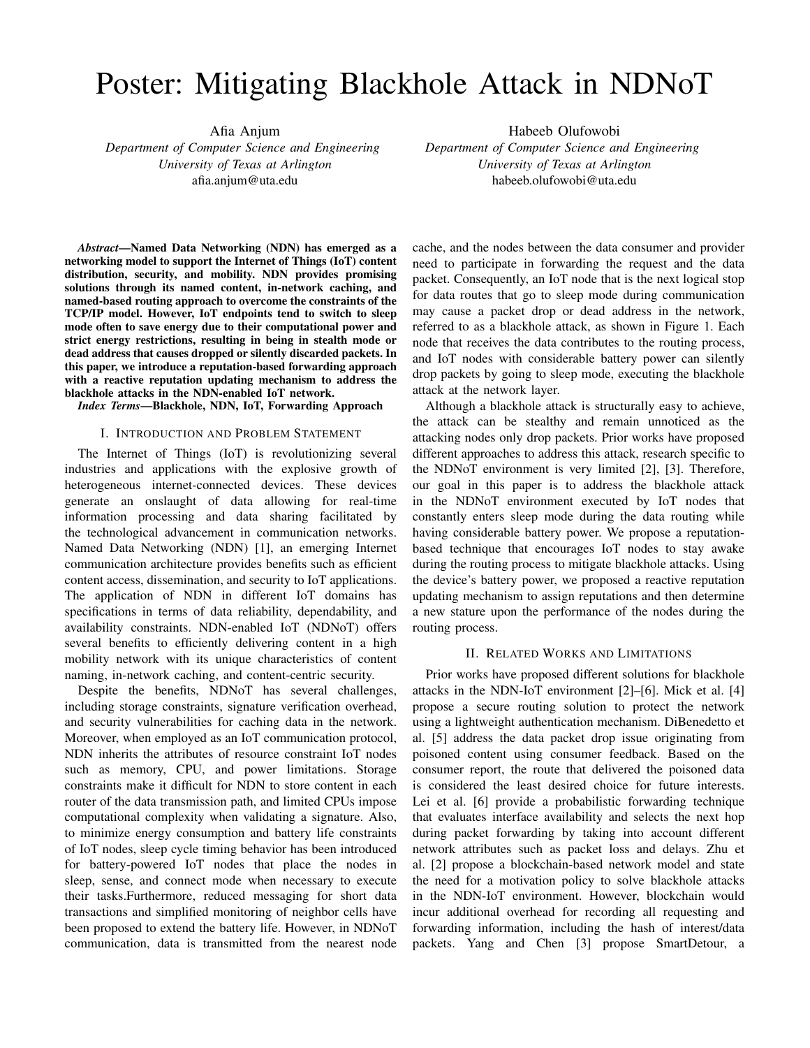# Poster: Mitigating Blackhole Attack in NDNoT

Afia Anjum
*Department of Computer Science and Engineering*
*University of Texas at Arlington*
afia.anjum@uta.edu

Habeeb Olufowobi
*Department of Computer Science and Engineering*
*University of Texas at Arlington*
habeeb.olufowobi@uta.edu

***Abstract*—Named Data Networking (NDN) has emerged as a networking model to support the Internet of Things (IoT) content distribution, security, and mobility. NDN provides promising solutions through its named content, in-network caching, and named-based routing approach to overcome the constraints of the TCP/IP model. However, IoT endpoints tend to switch to sleep mode often to save energy due to their computational power and strict energy restrictions, resulting in being in stealth mode or dead address that causes dropped or silently discarded packets. In this paper, we introduce a reputation-based forwarding approach with a reactive reputation updating mechanism to address the blackhole attacks in the NDN-enabled IoT network.**

***Index Terms*—Blackhole, NDN, IoT, Forwarding Approach**

## I. Introduction and Problem Statement

The Internet of Things (IoT) is revolutionizing several industries and applications with the explosive growth of heterogeneous internet-connected devices. These devices generate an onslaught of data allowing for real-time information processing and data sharing facilitated by the technological advancement in communication networks. Named Data Networking (NDN) [1], an emerging Internet communication architecture provides benefits such as efficient content access, dissemination, and security to IoT applications. The application of NDN in different IoT domains has specifications in terms of data reliability, dependability, and availability constraints. NDN-enabled IoT (NDNoT) offers several benefits to efficiently delivering content in a high mobility network with its unique characteristics of content naming, in-network caching, and content-centric security.

Despite the benefits, NDNoT has several challenges, including storage constraints, signature verification overhead, and security vulnerabilities for caching data in the network. Moreover, when employed as an IoT communication protocol, NDN inherits the attributes of resource constraint IoT nodes such as memory, CPU, and power limitations. Storage constraints make it difficult for NDN to store content in each router of the data transmission path, and limited CPUs impose computational complexity when validating a signature. Also, to minimize energy consumption and battery life constraints of IoT nodes, sleep cycle timing behavior has been introduced for battery-powered IoT nodes that place the nodes in sleep, sense, and connect mode when necessary to execute their tasks.Furthermore, reduced messaging for short data transactions and simplified monitoring of neighbor cells have been proposed to extend the battery life. However, in NDNoT communication, data is transmitted from the nearest node cache, and the nodes between the data consumer and provider need to participate in forwarding the request and the data packet. Consequently, an IoT node that is the next logical stop for data routes that go to sleep mode during communication may cause a packet drop or dead address in the network, referred to as a blackhole attack, as shown in Figure 1. Each node that receives the data contributes to the routing process, and IoT nodes with considerable battery power can silently drop packets by going to sleep mode, executing the blackhole attack at the network layer.

Although a blackhole attack is structurally easy to achieve, the attack can be stealthy and remain unnoticed as the attacking nodes only drop packets. Prior works have proposed different approaches to address this attack, research specific to the NDNoT environment is very limited [2], [3]. Therefore, our goal in this paper is to address the blackhole attack in the NDNoT environment executed by IoT nodes that constantly enters sleep mode during the data routing while having considerable battery power. We propose a reputation-based technique that encourages IoT nodes to stay awake during the routing process to mitigate blackhole attacks. Using the device's battery power, we proposed a reactive reputation updating mechanism to assign reputations and then determine a new stature upon the performance of the nodes during the routing process.

## II. Related Works and Limitations

Prior works have proposed different solutions for blackhole attacks in the NDN-IoT environment [2]–[6]. Mick et al. [4] propose a secure routing solution to protect the network using a lightweight authentication mechanism. DiBenedetto et al. [5] address the data packet drop issue originating from poisoned content using consumer feedback. Based on the consumer report, the route that delivered the poisoned data is considered the least desired choice for future interests. Lei et al. [6] provide a probabilistic forwarding technique that evaluates interface availability and selects the next hop during packet forwarding by taking into account different network attributes such as packet loss and delays. Zhu et al. [2] propose a blockchain-based network model and state the need for a motivation policy to solve blackhole attacks in the NDN-IoT environment. However, blockchain would incur additional overhead for recording all requesting and forwarding information, including the hash of interest/data packets. Yang and Chen [3] propose SmartDetour, a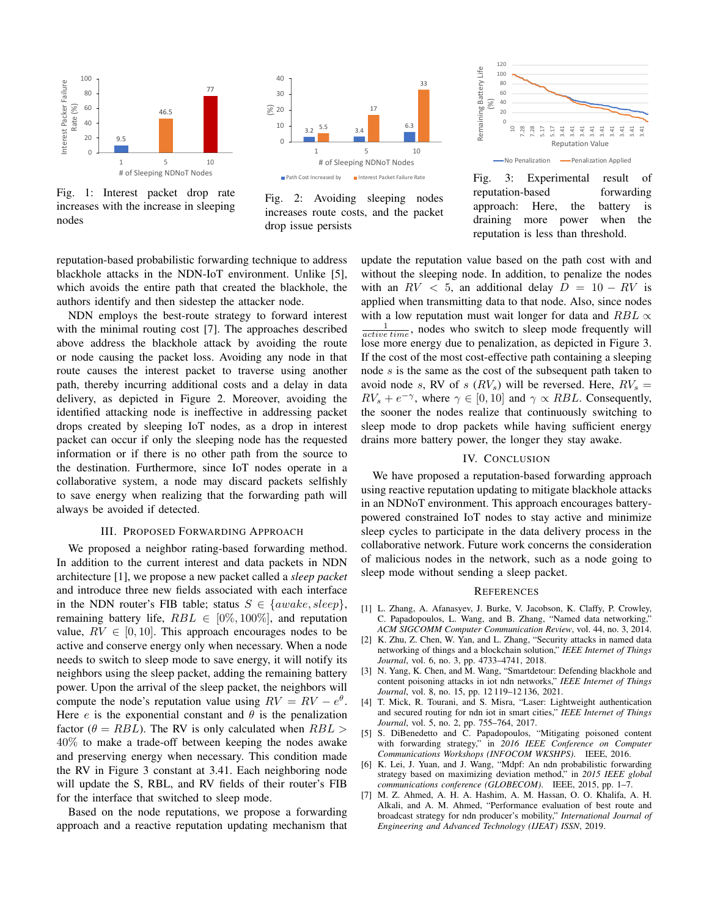Interest Packer Failure Rate (%)

100
80
60
40
20
0

9.5
46.5
77

1
5
10

# of Sleeping NDNoT Nodes

Fig. 1: Interest packet drop rate increases with the increase in sleeping nodes

(%)

40
30
20
10
0

3.2
5.5
3.4
17
6.3
33

1
5
10

# of Sleeping NDNoT Nodes

Path Cost Increased by
Interest Packet Failure Rate

Fig. 2: Avoiding sleeping nodes increases route costs, and the packet drop issue persists

Remaining Battery Life (%)

120
100
80
60
40
20
0

10
7.28
7.28
7.28
5.17
5.17
3.41
3.41
3.41
3.41
3.41
3.41
3.41
3.41

Reputation Value

No Penalization
Penalization Applied

Fig. 3: Experimental result of reputation-based forwarding approach: Here, the battery is draining more power when the reputation is less than threshold.

reputation-based probabilistic forwarding technique to address blackhole attacks in the NDN-IoT environment. Unlike [5], which avoids the entire path that created the blackhole, the authors identify and then sidestep the attacker node.

NDN employs the best-route strategy to forward interest with the minimal routing cost [7]. The approaches described above address the blackhole attack by avoiding the route or node causing the packet loss. Avoiding any node in that route causes the interest packet to traverse using another path, thereby incurring additional costs and a delay in data delivery, as depicted in Figure 2. Moreover, avoiding the identified attacking node is ineffective in addressing packet drops created by sleeping IoT nodes, as a drop in interest packet can occur if only the sleeping node has the requested information or if there is no other path from the source to the destination. Furthermore, since IoT nodes operate in a collaborative system, a node may discard packets selfishly to save energy when realizing that the forwarding path will always be avoided if detected.

## III. Proposed Forwarding Approach

We proposed a neighbor rating-based forwarding method. In addition to the current interest and data packets in NDN architecture [1], we propose a new packet called a *sleep packet* and introduce three new fields associated with each interface in the NDN router's FIB table; status $S \in \{awake, sleep\}$, remaining battery life, $RBL \in [0\%, 100\%]$, and reputation value, $RV \in [0, 10]$. This approach encourages nodes to be active and conserve energy only when necessary. When a node needs to switch to sleep mode to save energy, it will notify its neighbors using the sleep packet, adding the remaining battery power. Upon the arrival of the sleep packet, the neighbors will compute the node's reputation value using $RV = RV - e^{\theta}$. Here $e$ is the exponential constant and $\theta$ is the penalization factor ($\theta = RBL$). The RV is only calculated when $RBL > 40\%$ to make a trade-off between keeping the nodes awake and preserving energy when necessary. This condition made the RV in Figure 3 constant at 3.41. Each neighboring node will update the S, RBL, and RV fields of their router's FIB for the interface that switched to sleep mode.

Based on the node reputations, we propose a forwarding approach and a reactive reputation updating mechanism that update the reputation value based on the path cost with and without the sleeping node. In addition, to penalize the nodes with an $RV < 5$, an additional delay $D = 10 - RV$ is applied when transmitting data to that node. Also, since nodes with a low reputation must wait longer for data and $RBL \propto \frac{1}{active\ time}$, nodes who switch to sleep mode frequently will lose more energy due to penalization, as depicted in Figure 3. If the cost of the most cost-effective path containing a sleeping node $s$ is the same as the cost of the subsequent path taken to avoid node $s$, RV of $s$ ($RV_s$) will be reversed. Here, $RV_s = RV_s + e^{-\gamma}$, where $\gamma \in [0, 10]$ and $\gamma \propto RBL$. Consequently, the sooner the nodes realize that continuously switching to sleep mode to drop packets while having sufficient energy drains more battery power, the longer they stay awake.

## IV. Conclusion

We have proposed a reputation-based forwarding approach using reactive reputation updating to mitigate blackhole attacks in an NDNoT environment. This approach encourages battery-powered constrained IoT nodes to stay active and minimize sleep cycles to participate in the data delivery process in the collaborative network. Future work concerns the consideration of malicious nodes in the network, such as a node going to sleep mode without sending a sleep packet.

## References

[1] L. Zhang, A. Afanasyev, J. Burke, V. Jacobson, K. Claffy, P. Crowley, C. Papadopoulos, L. Wang, and B. Zhang, "Named data networking," *ACM SIGCOMM Computer Communication Review*, vol. 44, no. 3, 2014.

[2] K. Zhu, Z. Chen, W. Yan, and L. Zhang, "Security attacks in named data networking of things and a blockchain solution," *IEEE Internet of Things Journal*, vol. 6, no. 3, pp. 4733–4741, 2018.

[3] N. Yang, K. Chen, and M. Wang, "Smartdetour: Defending blackhole and content poisoning attacks in iot ndn networks," *IEEE Internet of Things Journal*, vol. 8, no. 15, pp. 12 119–12 136, 2021.

[4] T. Mick, R. Tourani, and S. Misra, "Laser: Lightweight authentication and secured routing for ndn iot in smart cities," *IEEE Internet of Things Journal*, vol. 5, no. 2, pp. 755–764, 2017.

[5] S. DiBenedetto and C. Papadopoulos, "Mitigating poisoned content with forwarding strategy," in *2016 IEEE Conference on Computer Communications Workshops (INFOCOM WKSHPS)*. IEEE, 2016.

[6] K. Lei, J. Yuan, and J. Wang, "Mdpf: An ndn probabilistic forwarding strategy based on maximizing deviation method," in *2015 IEEE global communications conference (GLOBECOM)*. IEEE, 2015, pp. 1–7.

[7] M. Z. Ahmed, A. H. A. Hashim, A. M. Hassan, O. O. Khalifa, A. H. Alkali, and A. M. Ahmed, "Performance evaluation of best route and broadcast strategy for ndn producer's mobility," *International Journal of Engineering and Advanced Technology (IJEAT) ISSN*, 2019.